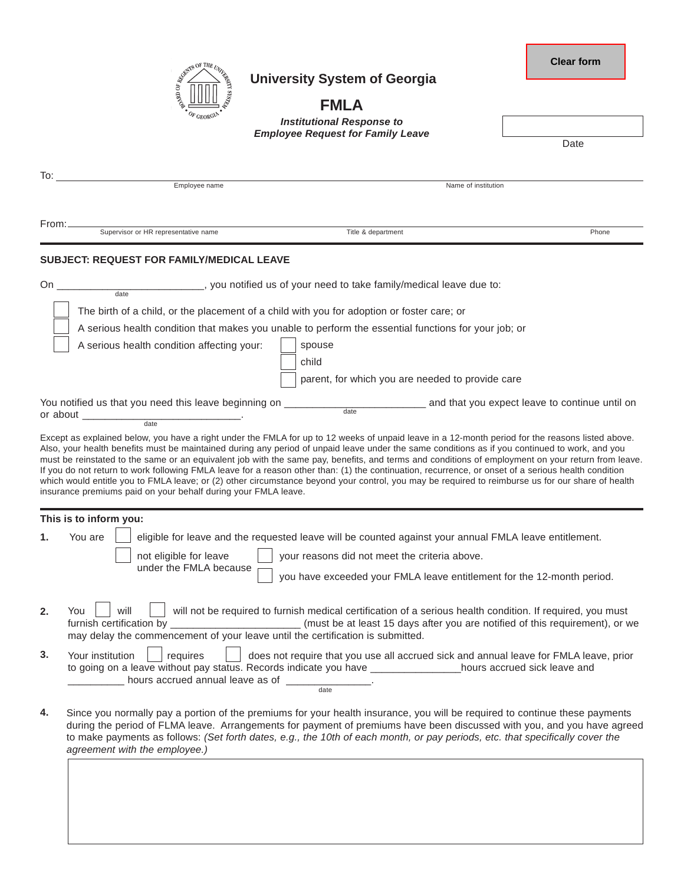Clear form

# University System of Georgia

## FMLA

***Institutional Response to Employee Request for Family Leave***

Date: __________

To: ______________________________________________ ______________________________________________
Employee name — Name of institution

From: ______________________________________________ ______________________________ __________
Supervisor or HR representative name — Title & department — Phone

**SUBJECT: REQUEST FOR FAMILY/MEDICAL LEAVE**

On ________________________ (date), you notified us of your need to take family/medical leave due to:

- ☐ The birth of a child, or the placement of a child with you for adoption or foster care; or
- ☐ A serious health condition that makes you unable to perform the essential functions for your job; or
- ☐ A serious health condition affecting your:
  - ☐ spouse
  - ☐ child
  - ☐ parent, for which you are needed to provide care

You notified us that you need this leave beginning on ________________________ (date) and that you expect leave to continue until on or about ____________________________ (date).

Except as explained below, you have a right under the FMLA for up to 12 weeks of unpaid leave in a 12-month period for the reasons listed above. Also, your health benefits must be maintained during any period of unpaid leave under the same conditions as if you continued to work, and you must be reinstated to the same or an equivalent job with the same pay, benefits, and terms and conditions of employment on your return from leave. If you do not return to work following FMLA leave for a reason other than: (1) the continuation, recurrence, or onset of a serious health condition which would entitle you to FMLA leave; or (2) other circumstance beyond your control, you may be required to reimburse us for our share of health insurance premiums paid on your behalf during your FMLA leave.

**This is to inform you:**

**1.** You are ☐ eligible for leave and the requested leave will be counted against your annual FMLA leave entitlement.

☐ not eligible for leave under the FMLA because
- ☐ your reasons did not meet the criteria above.
- ☐ you have exceeded your FMLA leave entitlement for the 12-month period.

**2.** You ☐ will ☐ will not be required to furnish medical certification of a serious health condition. If required, you must furnish certification by ______________________ (must be at least 15 days after you are notified of this requirement), or we may delay the commencement of your leave until the certification is submitted.

**3.** Your institution ☐ requires ☐ does not require that you use all accrued sick and annual leave for FMLA leave, prior to going on a leave without pay status. Records indicate you have _______________hours accrued sick leave and __________ hours accrued annual leave as of _______________ (date).

**4.** Since you normally pay a portion of the premiums for your health insurance, you will be required to continue these payments during the period of FLMA leave. Arrangements for payment of premiums have been discussed with you, and you have agreed to make payments as follows: *(Set forth dates, e.g., the 10th of each month, or pay periods, etc. that specifically cover the agreement with the employee.)*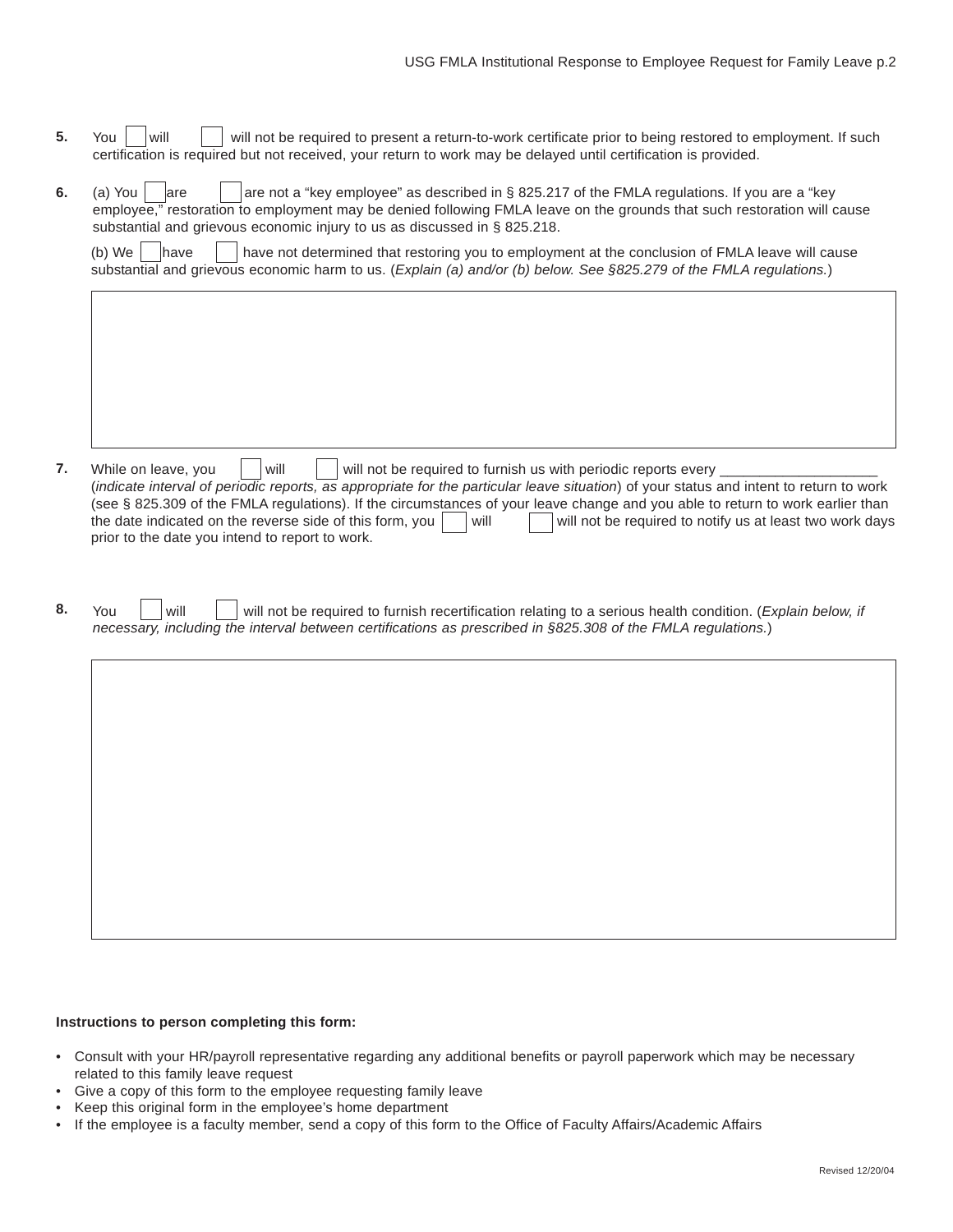5. You ☐ will ☐ will not be required to present a return-to-work certificate prior to being restored to employment. If such certification is required but not received, your return to work may be delayed until certification is provided.

6. (a) You ☐ are ☐ are not a "key employee" as described in § 825.217 of the FMLA regulations. If you are a "key employee," restoration to employment may be denied following FMLA leave on the grounds that such restoration will cause substantial and grievous economic injury to us as discussed in § 825.218.

   (b) We ☐ have ☐ have not determined that restoring you to employment at the conclusion of FMLA leave will cause substantial and grievous economic harm to us. (*Explain (a) and/or (b) below. See §825.279 of the FMLA regulations.*)

7. While on leave, you ☐ will ☐ will not be required to furnish us with periodic reports every ____________________ (*indicate interval of periodic reports, as appropriate for the particular leave situation*) of your status and intent to return to work (see § 825.309 of the FMLA regulations). If the circumstances of your leave change and you able to return to work earlier than the date indicated on the reverse side of this form, you ☐ will ☐ will not be required to notify us at least two work days prior to the date you intend to report to work.

8. You ☐ will ☐ will not be required to furnish recertification relating to a serious health condition. (*Explain below, if necessary, including the interval between certifications as prescribed in §825.308 of the FMLA regulations.*)

**Instructions to person completing this form:**

- Consult with your HR/payroll representative regarding any additional benefits or payroll paperwork which may be necessary related to this family leave request
- Give a copy of this form to the employee requesting family leave
- Keep this original form in the employee's home department
- If the employee is a faculty member, send a copy of this form to the Office of Faculty Affairs/Academic Affairs

Revised 12/20/04